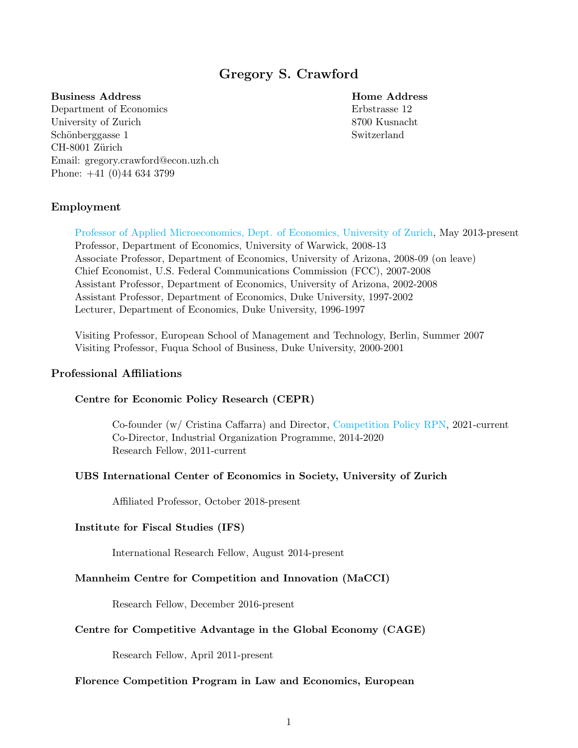# Gregory S. Crawford

**Business Address**
Department of Economics
University of Zurich
Schönberggasse 1
CH-8001 Zürich
Email: gregory.crawford@econ.uzh.ch
Phone: +41 (0)44 634 3799

**Home Address**
Erbstrasse 12
8700 Kusnacht
Switzerland

## Employment

Professor of Applied Microeconomics, Dept. of Economics, University of Zurich, May 2013-present
Professor, Department of Economics, University of Warwick, 2008-13
Associate Professor, Department of Economics, University of Arizona, 2008-09 (on leave)
Chief Economist, U.S. Federal Communications Commission (FCC), 2007-2008
Assistant Professor, Department of Economics, University of Arizona, 2002-2008
Assistant Professor, Department of Economics, Duke University, 1997-2002
Lecturer, Department of Economics, Duke University, 1996-1997

Visiting Professor, European School of Management and Technology, Berlin, Summer 2007
Visiting Professor, Fuqua School of Business, Duke University, 2000-2001

## Professional Affiliations

### Centre for Economic Policy Research (CEPR)

Co-founder (w/ Cristina Caffarra) and Director, Competition Policy RPN, 2021-current
Co-Director, Industrial Organization Programme, 2014-2020
Research Fellow, 2011-current

### UBS International Center of Economics in Society, University of Zurich

Affiliated Professor, October 2018-present

### Institute for Fiscal Studies (IFS)

International Research Fellow, August 2014-present

### Mannheim Centre for Competition and Innovation (MaCCI)

Research Fellow, December 2016-present

### Centre for Competitive Advantage in the Global Economy (CAGE)

Research Fellow, April 2011-present

### Florence Competition Program in Law and Economics, European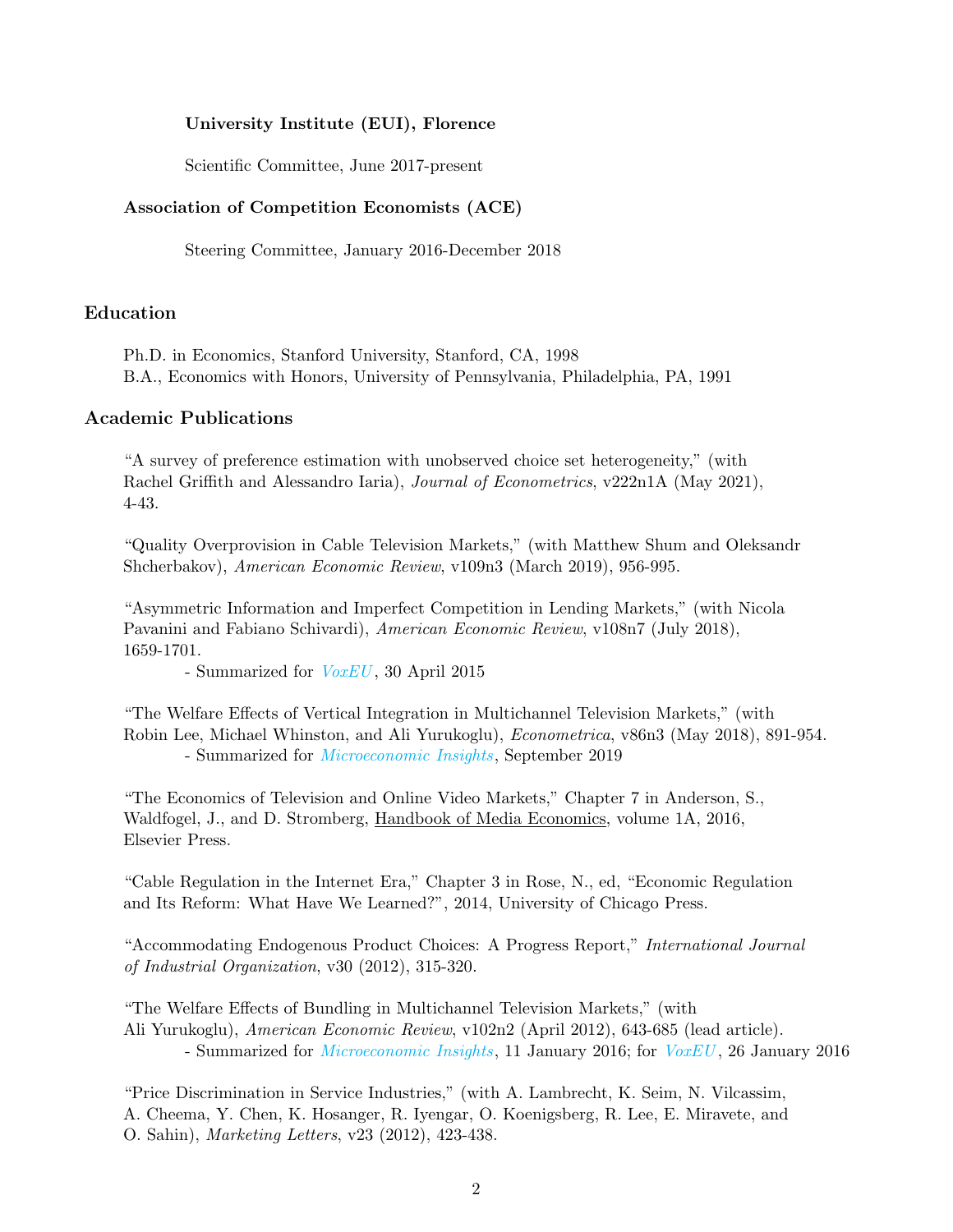**University Institute (EUI), Florence**

Scientific Committee, June 2017-present

**Association of Competition Economists (ACE)**

Steering Committee, January 2016-December 2018

## Education

Ph.D. in Economics, Stanford University, Stanford, CA, 1998
B.A., Economics with Honors, University of Pennsylvania, Philadelphia, PA, 1991

## Academic Publications

"A survey of preference estimation with unobserved choice set heterogeneity," (with Rachel Griffith and Alessandro Iaria), *Journal of Econometrics*, v222n1A (May 2021), 4-43.

"Quality Overprovision in Cable Television Markets," (with Matthew Shum and Oleksandr Shcherbakov), *American Economic Review*, v109n3 (March 2019), 956-995.

"Asymmetric Information and Imperfect Competition in Lending Markets," (with Nicola Pavanini and Fabiano Schivardi), *American Economic Review*, v108n7 (July 2018), 1659-1701.
- Summarized for *VoxEU*, 30 April 2015

"The Welfare Effects of Vertical Integration in Multichannel Television Markets," (with Robin Lee, Michael Whinston, and Ali Yurukoglu), *Econometrica*, v86n3 (May 2018), 891-954.
- Summarized for *Microeconomic Insights*, September 2019

"The Economics of Television and Online Video Markets," Chapter 7 in Anderson, S., Waldfogel, J., and D. Stromberg, Handbook of Media Economics, volume 1A, 2016, Elsevier Press.

"Cable Regulation in the Internet Era," Chapter 3 in Rose, N., ed, "Economic Regulation and Its Reform: What Have We Learned?", 2014, University of Chicago Press.

"Accommodating Endogenous Product Choices: A Progress Report," *International Journal of Industrial Organization*, v30 (2012), 315-320.

"The Welfare Effects of Bundling in Multichannel Television Markets," (with Ali Yurukoglu), *American Economic Review*, v102n2 (April 2012), 643-685 (lead article).
- Summarized for *Microeconomic Insights*, 11 January 2016; for *VoxEU*, 26 January 2016

"Price Discrimination in Service Industries," (with A. Lambrecht, K. Seim, N. Vilcassim, A. Cheema, Y. Chen, K. Hosanger, R. Iyengar, O. Koenigsberg, R. Lee, E. Miravete, and O. Sahin), *Marketing Letters*, v23 (2012), 423-438.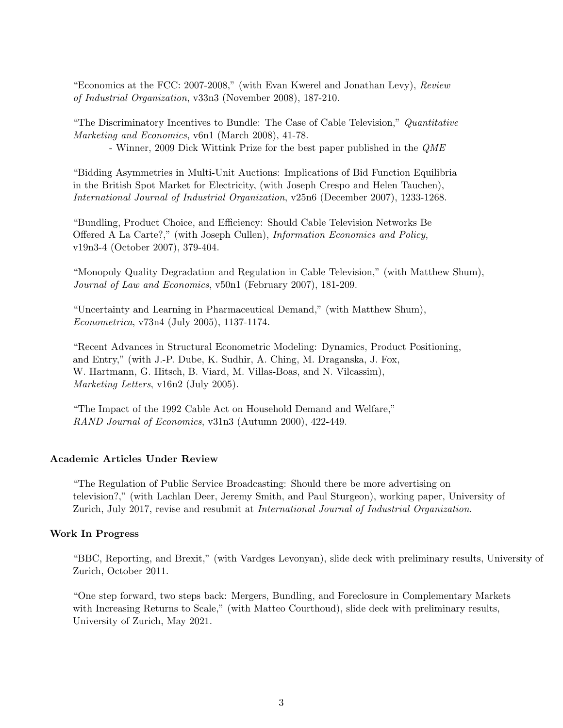"Economics at the FCC: 2007-2008," (with Evan Kwerel and Jonathan Levy), *Review of Industrial Organization*, v33n3 (November 2008), 187-210.

"The Discriminatory Incentives to Bundle: The Case of Cable Television," *Quantitative Marketing and Economics*, v6n1 (March 2008), 41-78.

- Winner, 2009 Dick Wittink Prize for the best paper published in the *QME*

"Bidding Asymmetries in Multi-Unit Auctions: Implications of Bid Function Equilibria in the British Spot Market for Electricity, (with Joseph Crespo and Helen Tauchen), *International Journal of Industrial Organization*, v25n6 (December 2007), 1233-1268.

"Bundling, Product Choice, and Efficiency: Should Cable Television Networks Be Offered A La Carte?," (with Joseph Cullen), *Information Economics and Policy*, v19n3-4 (October 2007), 379-404.

"Monopoly Quality Degradation and Regulation in Cable Television," (with Matthew Shum), *Journal of Law and Economics*, v50n1 (February 2007), 181-209.

"Uncertainty and Learning in Pharmaceutical Demand," (with Matthew Shum), *Econometrica*, v73n4 (July 2005), 1137-1174.

"Recent Advances in Structural Econometric Modeling: Dynamics, Product Positioning, and Entry," (with J.-P. Dube, K. Sudhir, A. Ching, M. Draganska, J. Fox, W. Hartmann, G. Hitsch, B. Viard, M. Villas-Boas, and N. Vilcassim), *Marketing Letters*, v16n2 (July 2005).

"The Impact of the 1992 Cable Act on Household Demand and Welfare," *RAND Journal of Economics*, v31n3 (Autumn 2000), 422-449.

**Academic Articles Under Review**

"The Regulation of Public Service Broadcasting: Should there be more advertising on television?," (with Lachlan Deer, Jeremy Smith, and Paul Sturgeon), working paper, University of Zurich, July 2017, revise and resubmit at *International Journal of Industrial Organization*.

**Work In Progress**

"BBC, Reporting, and Brexit," (with Vardges Levonyan), slide deck with preliminary results, University of Zurich, October 2011.

"One step forward, two steps back: Mergers, Bundling, and Foreclosure in Complementary Markets with Increasing Returns to Scale," (with Matteo Courthoud), slide deck with preliminary results, University of Zurich, May 2021.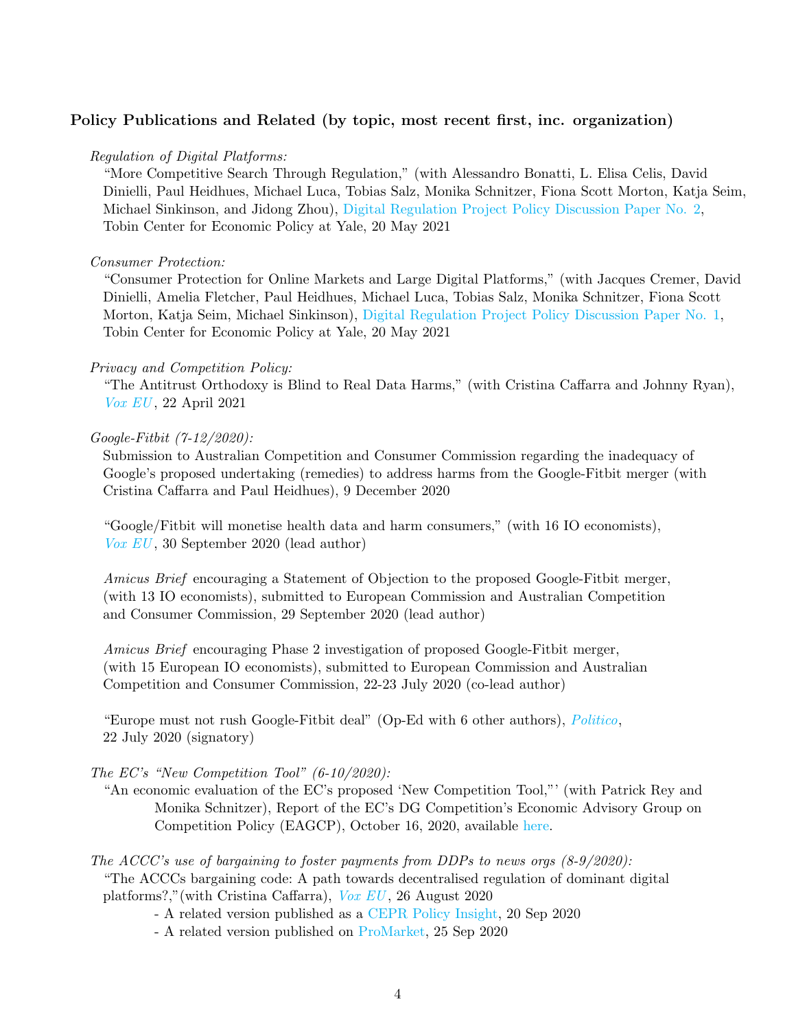### Policy Publications and Related (by topic, most recent first, inc. organization)

*Regulation of Digital Platforms:*

"More Competitive Search Through Regulation," (with Alessandro Bonatti, L. Elisa Celis, David Dinielli, Paul Heidhues, Michael Luca, Tobias Salz, Monika Schnitzer, Fiona Scott Morton, Katja Seim, Michael Sinkinson, and Jidong Zhou), Digital Regulation Project Policy Discussion Paper No. 2, Tobin Center for Economic Policy at Yale, 20 May 2021

*Consumer Protection:*

"Consumer Protection for Online Markets and Large Digital Platforms," (with Jacques Cremer, David Dinielli, Amelia Fletcher, Paul Heidhues, Michael Luca, Tobias Salz, Monika Schnitzer, Fiona Scott Morton, Katja Seim, Michael Sinkinson), Digital Regulation Project Policy Discussion Paper No. 1, Tobin Center for Economic Policy at Yale, 20 May 2021

*Privacy and Competition Policy:*

"The Antitrust Orthodoxy is Blind to Real Data Harms," (with Cristina Caffarra and Johnny Ryan), *Vox EU*, 22 April 2021

*Google-Fitbit (7-12/2020):*

Submission to Australian Competition and Consumer Commission regarding the inadequacy of Google's proposed undertaking (remedies) to address harms from the Google-Fitbit merger (with Cristina Caffarra and Paul Heidhues), 9 December 2020

"Google/Fitbit will monetise health data and harm consumers," (with 16 IO economists), *Vox EU*, 30 September 2020 (lead author)

*Amicus Brief* encouraging a Statement of Objection to the proposed Google-Fitbit merger, (with 13 IO economists), submitted to European Commission and Australian Competition and Consumer Commission, 29 September 2020 (lead author)

*Amicus Brief* encouraging Phase 2 investigation of proposed Google-Fitbit merger, (with 15 European IO economists), submitted to European Commission and Australian Competition and Consumer Commission, 22-23 July 2020 (co-lead author)

"Europe must not rush Google-Fitbit deal" (Op-Ed with 6 other authors), *Politico*, 22 July 2020 (signatory)

*The EC's "New Competition Tool" (6-10/2020):*

"An economic evaluation of the EC's proposed 'New Competition Tool,"' (with Patrick Rey and Monika Schnitzer), Report of the EC's DG Competition's Economic Advisory Group on Competition Policy (EAGCP), October 16, 2020, available here.

*The ACCC's use of bargaining to foster payments from DDPs to news orgs (8-9/2020):*

"The ACCCs bargaining code: A path towards decentralised regulation of dominant digital platforms?,"(with Cristina Caffarra), *Vox EU*, 26 August 2020

- A related version published as a CEPR Policy Insight, 20 Sep 2020
- A related version published on ProMarket, 25 Sep 2020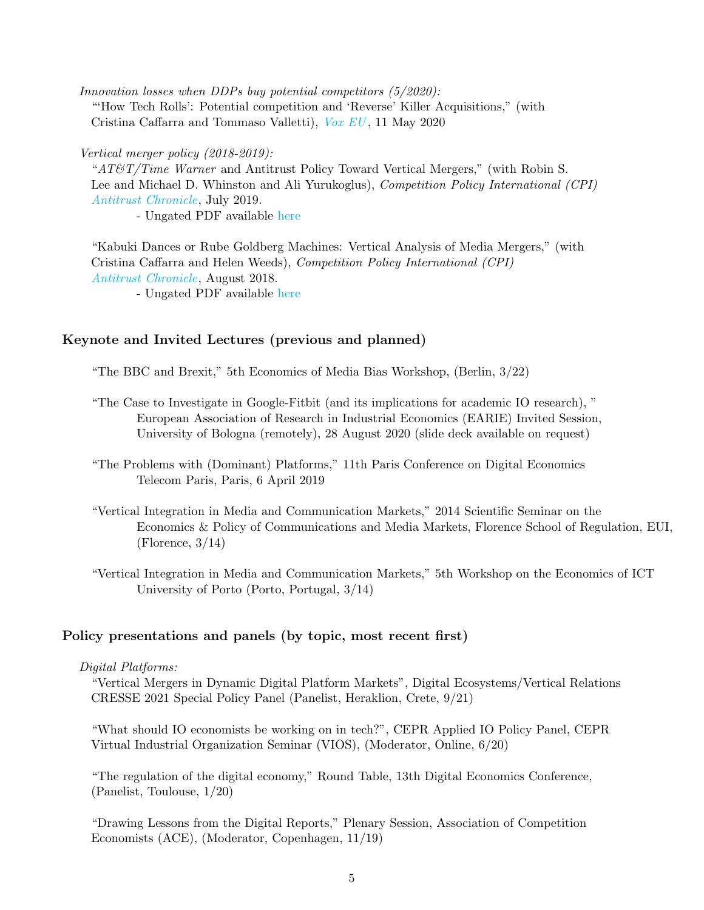*Innovation losses when DDPs buy potential competitors (5/2020):*
"'How Tech Rolls': Potential competition and 'Reverse' Killer Acquisitions," (with Cristina Caffarra and Tommaso Valletti), *Vox EU*, 11 May 2020

*Vertical merger policy (2018-2019):*
"*AT&T/Time Warner* and Antitrust Policy Toward Vertical Mergers," (with Robin S. Lee and Michael D. Whinston and Ali Yurukoglus), *Competition Policy International (CPI) Antitrust Chronicle*, July 2019.
- Ungated PDF available here

"Kabuki Dances or Rube Goldberg Machines: Vertical Analysis of Media Mergers," (with Cristina Caffarra and Helen Weeds), *Competition Policy International (CPI) Antitrust Chronicle*, August 2018.
- Ungated PDF available here

## Keynote and Invited Lectures (previous and planned)

"The BBC and Brexit," 5th Economics of Media Bias Workshop, (Berlin, 3/22)

"The Case to Investigate in Google-Fitbit (and its implications for academic IO research), " European Association of Research in Industrial Economics (EARIE) Invited Session, University of Bologna (remotely), 28 August 2020 (slide deck available on request)

"The Problems with (Dominant) Platforms," 11th Paris Conference on Digital Economics Telecom Paris, Paris, 6 April 2019

"Vertical Integration in Media and Communication Markets," 2014 Scientific Seminar on the Economics & Policy of Communications and Media Markets, Florence School of Regulation, EUI, (Florence, 3/14)

"Vertical Integration in Media and Communication Markets," 5th Workshop on the Economics of ICT University of Porto (Porto, Portugal, 3/14)

## Policy presentations and panels (by topic, most recent first)

*Digital Platforms:*
"Vertical Mergers in Dynamic Digital Platform Markets", Digital Ecosystems/Vertical Relations CRESSE 2021 Special Policy Panel (Panelist, Heraklion, Crete, 9/21)

"What should IO economists be working on in tech?", CEPR Applied IO Policy Panel, CEPR Virtual Industrial Organization Seminar (VIOS), (Moderator, Online, 6/20)

"The regulation of the digital economy," Round Table, 13th Digital Economics Conference, (Panelist, Toulouse, 1/20)

"Drawing Lessons from the Digital Reports," Plenary Session, Association of Competition Economists (ACE), (Moderator, Copenhagen, 11/19)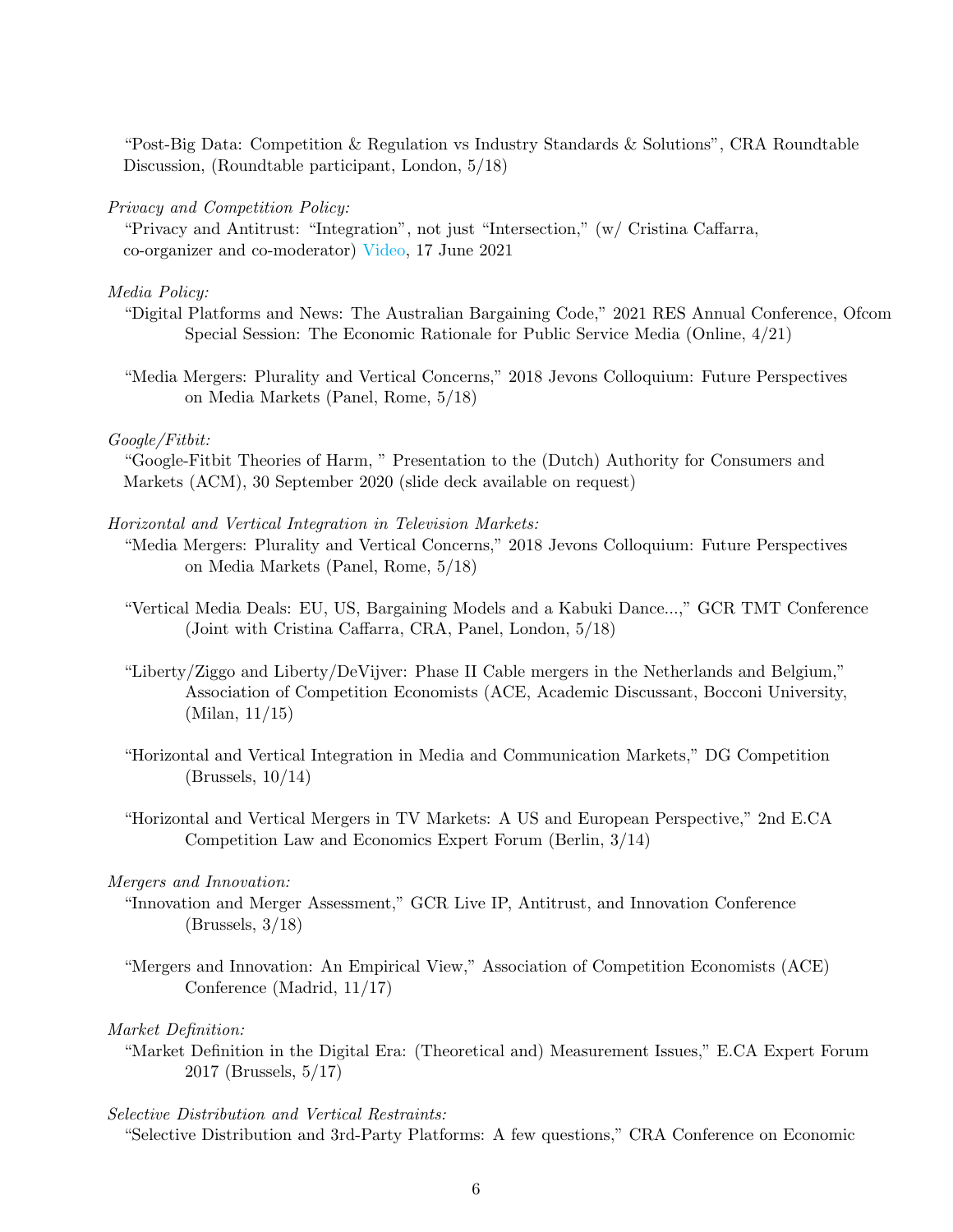"Post-Big Data: Competition & Regulation vs Industry Standards & Solutions", CRA Roundtable Discussion, (Roundtable participant, London, 5/18)

*Privacy and Competition Policy:*

"Privacy and Antitrust: "Integration", not just "Intersection," (w/ Cristina Caffarra, co-organizer and co-moderator) Video, 17 June 2021

*Media Policy:*

"Digital Platforms and News: The Australian Bargaining Code," 2021 RES Annual Conference, Ofcom Special Session: The Economic Rationale for Public Service Media (Online, 4/21)

"Media Mergers: Plurality and Vertical Concerns," 2018 Jevons Colloquium: Future Perspectives on Media Markets (Panel, Rome, 5/18)

*Google/Fitbit:*

"Google-Fitbit Theories of Harm, " Presentation to the (Dutch) Authority for Consumers and Markets (ACM), 30 September 2020 (slide deck available on request)

*Horizontal and Vertical Integration in Television Markets:*

"Media Mergers: Plurality and Vertical Concerns," 2018 Jevons Colloquium: Future Perspectives on Media Markets (Panel, Rome, 5/18)

"Vertical Media Deals: EU, US, Bargaining Models and a Kabuki Dance...," GCR TMT Conference (Joint with Cristina Caffarra, CRA, Panel, London, 5/18)

"Liberty/Ziggo and Liberty/DeVijver: Phase II Cable mergers in the Netherlands and Belgium," Association of Competition Economists (ACE, Academic Discussant, Bocconi University, (Milan, 11/15)

"Horizontal and Vertical Integration in Media and Communication Markets," DG Competition (Brussels, 10/14)

"Horizontal and Vertical Mergers in TV Markets: A US and European Perspective," 2nd E.CA Competition Law and Economics Expert Forum (Berlin, 3/14)

*Mergers and Innovation:*

"Innovation and Merger Assessment," GCR Live IP, Antitrust, and Innovation Conference (Brussels, 3/18)

"Mergers and Innovation: An Empirical View," Association of Competition Economists (ACE) Conference (Madrid, 11/17)

*Market Definition:*

"Market Definition in the Digital Era: (Theoretical and) Measurement Issues," E.CA Expert Forum 2017 (Brussels, 5/17)

*Selective Distribution and Vertical Restraints:*

"Selective Distribution and 3rd-Party Platforms: A few questions," CRA Conference on Economic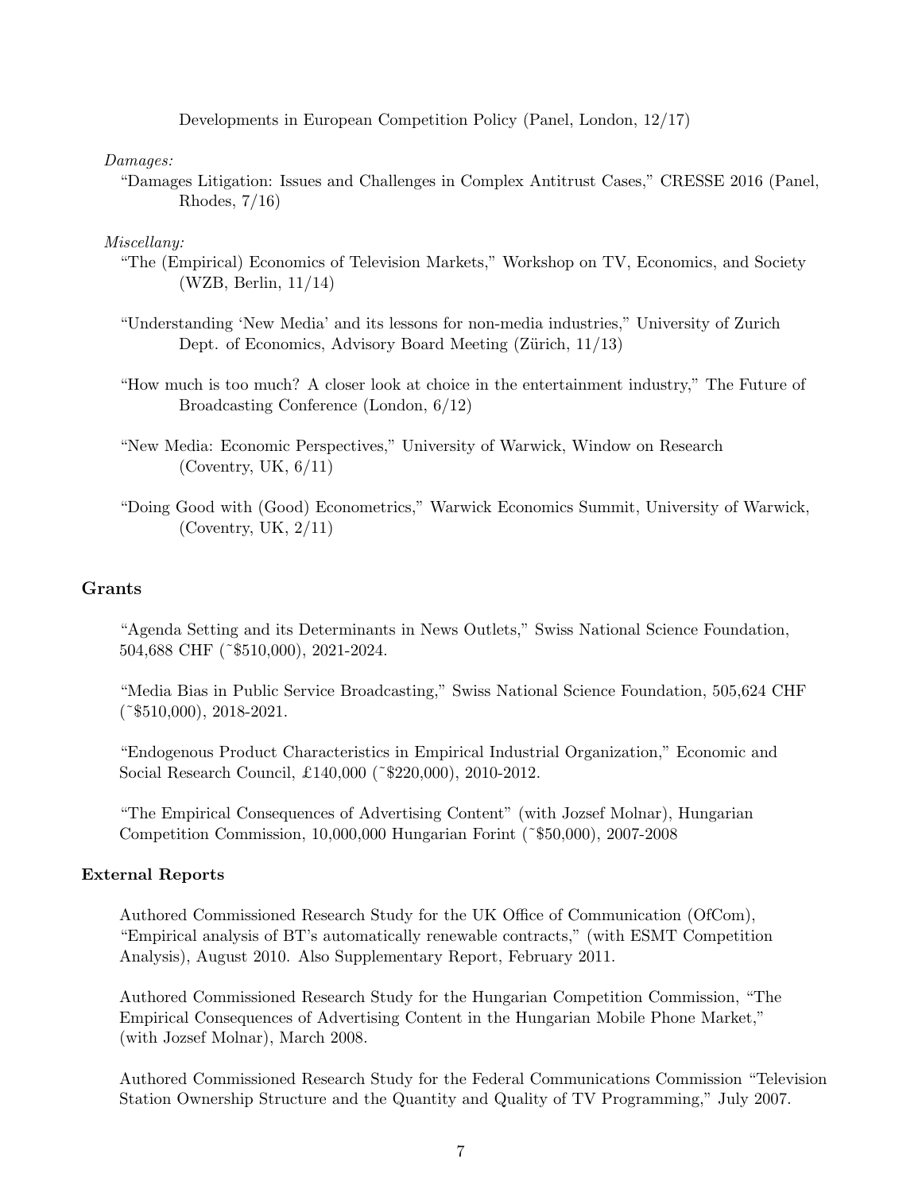Developments in European Competition Policy (Panel, London, 12/17)

*Damages:*

"Damages Litigation: Issues and Challenges in Complex Antitrust Cases," CRESSE 2016 (Panel, Rhodes, 7/16)

*Miscellany:*

"The (Empirical) Economics of Television Markets," Workshop on TV, Economics, and Society (WZB, Berlin, 11/14)

"Understanding 'New Media' and its lessons for non-media industries," University of Zurich Dept. of Economics, Advisory Board Meeting (Zürich, 11/13)

"How much is too much? A closer look at choice in the entertainment industry," The Future of Broadcasting Conference (London, 6/12)

"New Media: Economic Perspectives," University of Warwick, Window on Research (Coventry, UK, 6/11)

"Doing Good with (Good) Econometrics," Warwick Economics Summit, University of Warwick, (Coventry, UK, 2/11)

## Grants

"Agenda Setting and its Determinants in News Outlets," Swiss National Science Foundation, 504,688 CHF (~$510,000), 2021-2024.

"Media Bias in Public Service Broadcasting," Swiss National Science Foundation, 505,624 CHF (~$510,000), 2018-2021.

"Endogenous Product Characteristics in Empirical Industrial Organization," Economic and Social Research Council, £140,000 (~$220,000), 2010-2012.

"The Empirical Consequences of Advertising Content" (with Jozsef Molnar), Hungarian Competition Commission, 10,000,000 Hungarian Forint (~$50,000), 2007-2008

### External Reports

Authored Commissioned Research Study for the UK Office of Communication (OfCom), "Empirical analysis of BT's automatically renewable contracts," (with ESMT Competition Analysis), August 2010. Also Supplementary Report, February 2011.

Authored Commissioned Research Study for the Hungarian Competition Commission, "The Empirical Consequences of Advertising Content in the Hungarian Mobile Phone Market," (with Jozsef Molnar), March 2008.

Authored Commissioned Research Study for the Federal Communications Commission "Television Station Ownership Structure and the Quantity and Quality of TV Programming," July 2007.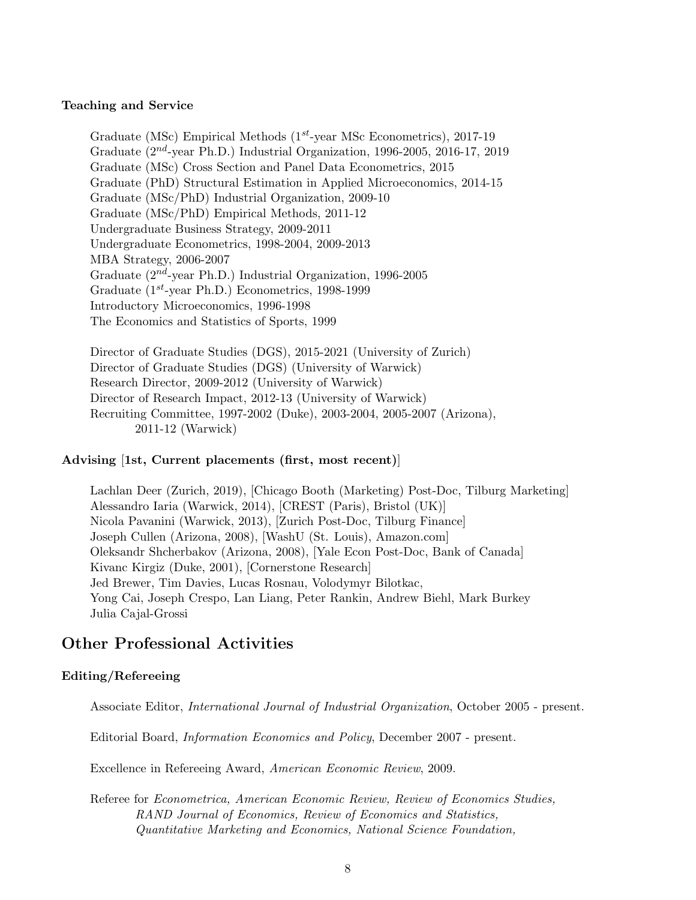### Teaching and Service

Graduate (MSc) Empirical Methods ($1^{st}$-year MSc Econometrics), 2017-19
Graduate ($2^{nd}$-year Ph.D.) Industrial Organization, 1996-2005, 2016-17, 2019
Graduate (MSc) Cross Section and Panel Data Econometrics, 2015
Graduate (PhD) Structural Estimation in Applied Microeconomics, 2014-15
Graduate (MSc/PhD) Industrial Organization, 2009-10
Graduate (MSc/PhD) Empirical Methods, 2011-12
Undergraduate Business Strategy, 2009-2011
Undergraduate Econometrics, 1998-2004, 2009-2013
MBA Strategy, 2006-2007
Graduate ($2^{nd}$-year Ph.D.) Industrial Organization, 1996-2005
Graduate ($1^{st}$-year Ph.D.) Econometrics, 1998-1999
Introductory Microeconomics, 1996-1998
The Economics and Statistics of Sports, 1999

Director of Graduate Studies (DGS), 2015-2021 (University of Zurich)
Director of Graduate Studies (DGS) (University of Warwick)
Research Director, 2009-2012 (University of Warwick)
Director of Research Impact, 2012-13 (University of Warwick)
Recruiting Committee, 1997-2002 (Duke), 2003-2004, 2005-2007 (Arizona),
2011-12 (Warwick)

### Advising [1st, Current placements (first, most recent)]

Lachlan Deer (Zurich, 2019), [Chicago Booth (Marketing) Post-Doc, Tilburg Marketing]
Alessandro Iaria (Warwick, 2014), [CREST (Paris), Bristol (UK)]
Nicola Pavanini (Warwick, 2013), [Zurich Post-Doc, Tilburg Finance]
Joseph Cullen (Arizona, 2008), [WashU (St. Louis), Amazon.com]
Oleksandr Shcherbakov (Arizona, 2008), [Yale Econ Post-Doc, Bank of Canada]
Kivanc Kirgiz (Duke, 2001), [Cornerstone Research]
Jed Brewer, Tim Davies, Lucas Rosnau, Volodymyr Bilotkac,
Yong Cai, Joseph Crespo, Lan Liang, Peter Rankin, Andrew Biehl, Mark Burkey
Julia Cajal-Grossi

## Other Professional Activities

### Editing/Refereeing

Associate Editor, *International Journal of Industrial Organization*, October 2005 - present.

Editorial Board, *Information Economics and Policy*, December 2007 - present.

Excellence in Refereeing Award, *American Economic Review*, 2009.

Referee for *Econometrica, American Economic Review, Review of Economics Studies, RAND Journal of Economics, Review of Economics and Statistics, Quantitative Marketing and Economics, National Science Foundation,*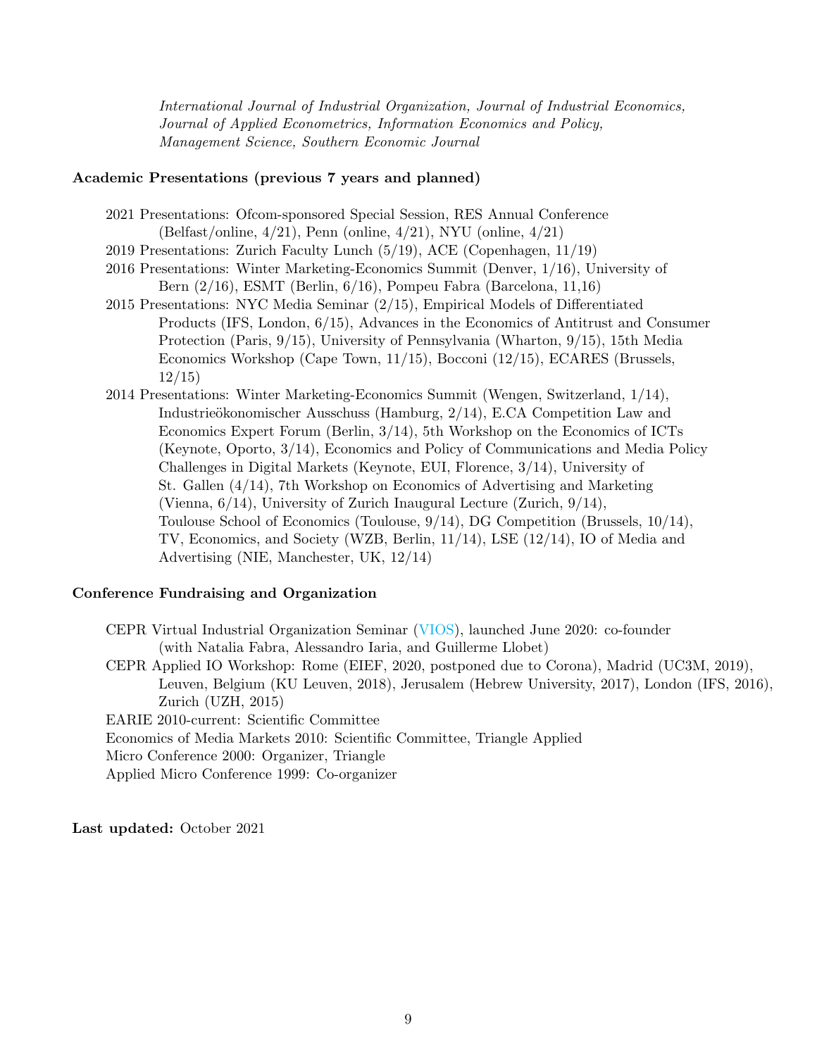*International Journal of Industrial Organization, Journal of Industrial Economics, Journal of Applied Econometrics, Information Economics and Policy, Management Science, Southern Economic Journal*

**Academic Presentations (previous 7 years and planned)**

2021 Presentations: Ofcom-sponsored Special Session, RES Annual Conference (Belfast/online, 4/21), Penn (online, 4/21), NYU (online, 4/21)

2019 Presentations: Zurich Faculty Lunch (5/19), ACE (Copenhagen, 11/19)

2016 Presentations: Winter Marketing-Economics Summit (Denver, 1/16), University of Bern (2/16), ESMT (Berlin, 6/16), Pompeu Fabra (Barcelona, 11,16)

2015 Presentations: NYC Media Seminar (2/15), Empirical Models of Differentiated Products (IFS, London, 6/15), Advances in the Economics of Antitrust and Consumer Protection (Paris, 9/15), University of Pennsylvania (Wharton, 9/15), 15th Media Economics Workshop (Cape Town, 11/15), Bocconi (12/15), ECARES (Brussels, 12/15)

2014 Presentations: Winter Marketing-Economics Summit (Wengen, Switzerland, 1/14), Industrieökonomischer Ausschuss (Hamburg, 2/14), E.CA Competition Law and Economics Expert Forum (Berlin, 3/14), 5th Workshop on the Economics of ICTs (Keynote, Oporto, 3/14), Economics and Policy of Communications and Media Policy Challenges in Digital Markets (Keynote, EUI, Florence, 3/14), University of St. Gallen (4/14), 7th Workshop on Economics of Advertising and Marketing (Vienna, 6/14), University of Zurich Inaugural Lecture (Zurich, 9/14), Toulouse School of Economics (Toulouse, 9/14), DG Competition (Brussels, 10/14), TV, Economics, and Society (WZB, Berlin, 11/14), LSE (12/14), IO of Media and Advertising (NIE, Manchester, UK, 12/14)

**Conference Fundraising and Organization**

CEPR Virtual Industrial Organization Seminar (VIOS), launched June 2020: co-founder (with Natalia Fabra, Alessandro Iaria, and Guillerme Llobet)

CEPR Applied IO Workshop: Rome (EIEF, 2020, postponed due to Corona), Madrid (UC3M, 2019), Leuven, Belgium (KU Leuven, 2018), Jerusalem (Hebrew University, 2017), London (IFS, 2016), Zurich (UZH, 2015)

EARIE 2010-current: Scientific Committee

Economics of Media Markets 2010: Scientific Committee, Triangle Applied

Micro Conference 2000: Organizer, Triangle

Applied Micro Conference 1999: Co-organizer

**Last updated:** October 2021